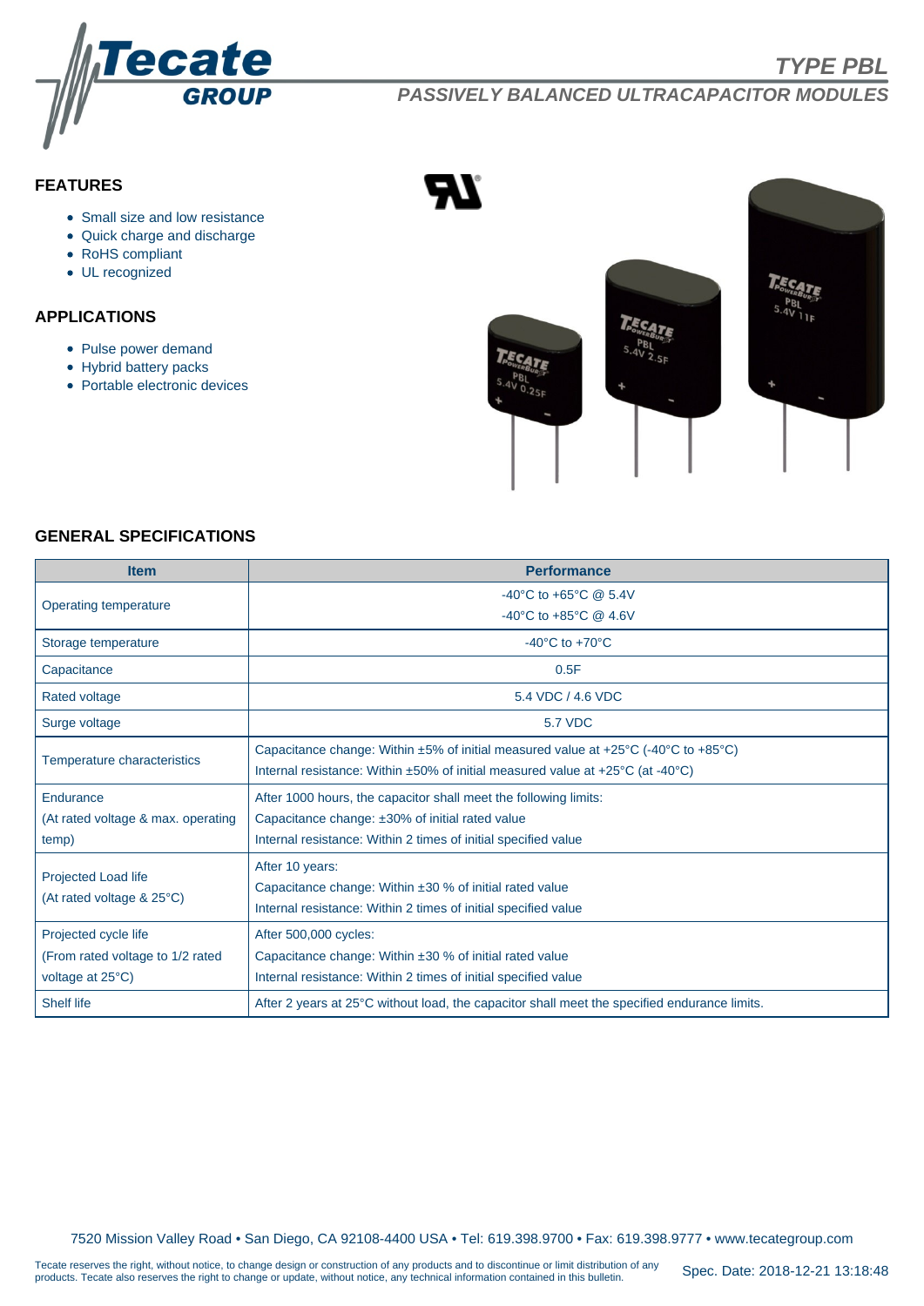# TYPE PBL

## PASSIVELY BALANCED ULTRACAPACITOR MODULES

### FEATURES

- Small size and low resistance
- Quick charge and discharge
- RoHS compliant
- UL recognized

### APPLICATIONS

- Pulse power demand
- Hybrid battery packs
- Portable electronic devices

### GENERAL SPECIFICATIONS

| Item | Performance |
|---|---|
| Operating temperature | -40°C to +65°C @ 5.4V<br>-40°C to +85°C @ 4.6V |
| Storage temperature | -40°C to +70°C |
| Capacitance | 0.5F |
| Rated voltage | 5.4 VDC / 4.6 VDC |
| Surge voltage | 5.7 VDC |
| Temperature characteristics | Capacitance change: Within ±5% of initial measured value at +25°C (-40°C to +85°C)<br>Internal resistance: Within ±50% of initial measured value at +25°C (at -40°C) |
| Endurance (At rated voltage & max. operating temp) | After 1000 hours, the capacitor shall meet the following limits:<br>Capacitance change: ±30% of initial rated value<br>Internal resistance: Within 2 times of initial specified value |
| Projected Load life (At rated voltage & 25°C) | After 10 years:<br>Capacitance change: Within ±30 % of initial rated value<br>Internal resistance: Within 2 times of initial specified value |
| Projected cycle life (From rated voltage to 1/2 rated voltage at 25°C) | After 500,000 cycles:<br>Capacitance change: Within ±30 % of initial rated value<br>Internal resistance: Within 2 times of initial specified value |
| Shelf life | After 2 years at 25°C without load, the capacitor shall meet the specified endurance limits. |

7520 Mission Valley Road • San Diego, CA 92108-4400 USA • Tel: 619.398.9700 • Fax: 619.398.9777 • www.tecategroup.com

Tecate reserves the right, without notice, to change design or construction of any products and to discontinue or limit distribution of any products. Tecate also reserves the right to change or update, without notice, any technical information contained in this bulletin.

Spec. Date: 2018-12-21 13:18:48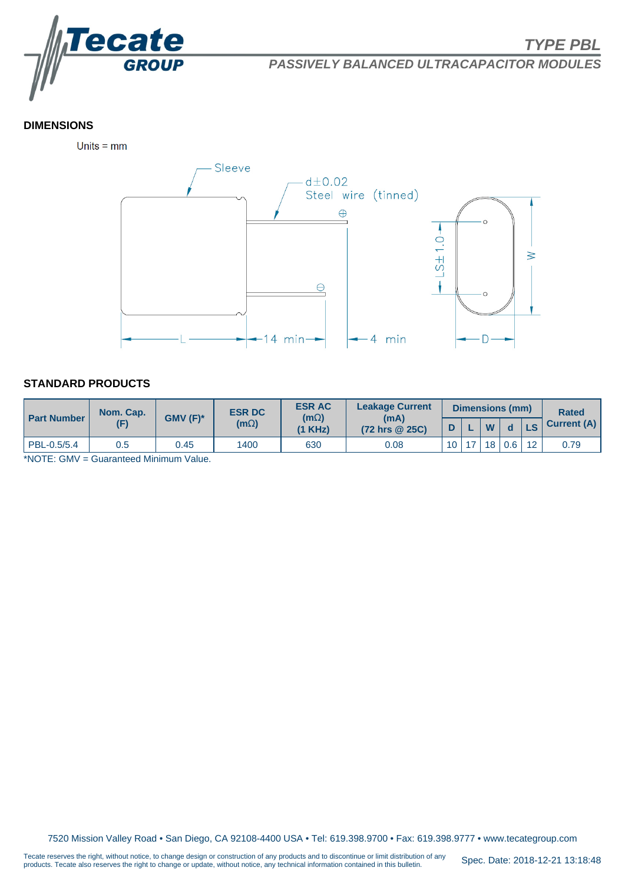## DIMENSIONS

Units = mm

Sleeve

d±0.02

Steel wire (tinned)

⊕

⊖

LS±1.0

W

L

14 min

4 min

D

## STANDARD PRODUCTS

| Part Number | Nom. Cap. (F) | GMV (F)* | ESR DC (mΩ) | ESR AC (mΩ) (1 KHz) | Leakage Current (mA) (72 hrs @ 25C) | Dimensions (mm) | | | | | Rated Current (A) |
|---|---|---|---|---|---|---|---|---|---|---|---|
| | | | | | | D | L | W | d | LS | |
| PBL-0.5/5.4 | 0.5 | 0.45 | 1400 | 630 | 0.08 | 10 | 17 | 18 | 0.6 | 12 | 0.79 |

*NOTE: GMV = Guaranteed Minimum Value.

7520 Mission Valley Road • San Diego, CA 92108-4400 USA • Tel: 619.398.9700 • Fax: 619.398.9777 • www.tecategroup.com

Tecate reserves the right, without notice, to change design or construction of any products and to discontinue or limit distribution of any products. Tecate also reserves the right to change or update, without notice, any technical information contained in this bulletin.

Spec. Date: 2018-12-21 13:18:48